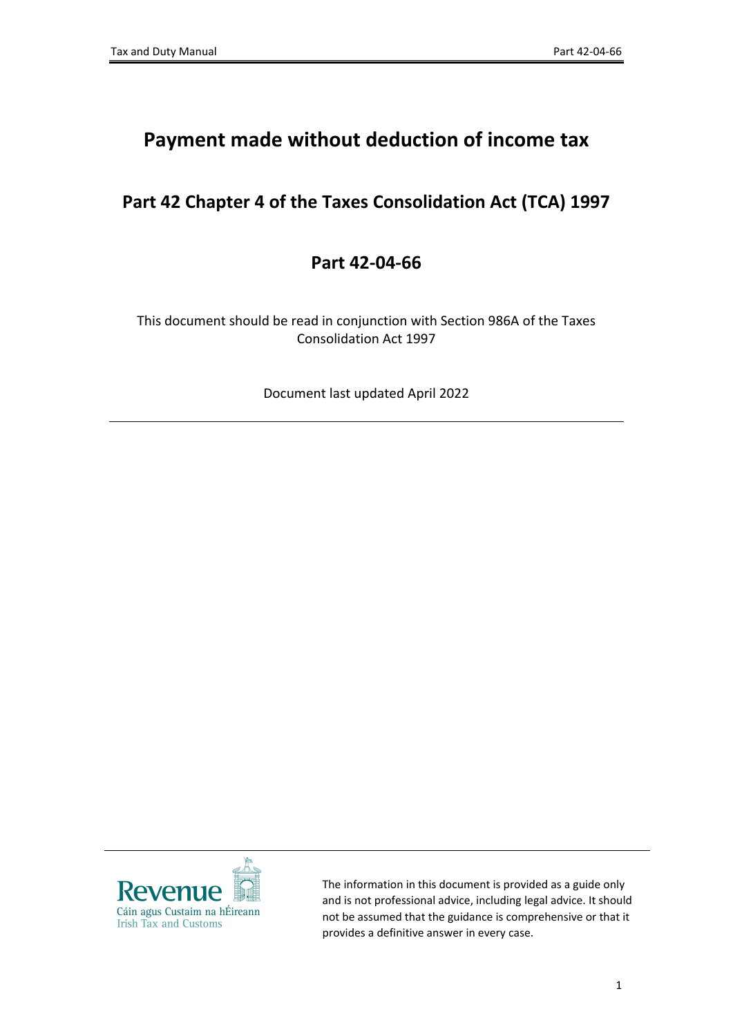# Payment made without deduction of income tax

## Part 42 Chapter 4 of the Taxes Consolidation Act (TCA) 1997

## Part 42-04-66

This document should be read in conjunction with Section 986A of the Taxes Consolidation Act 1997

Document last updated April 2022

---

Revenue
Cáin agus Custaim na hÉireann
Irish Tax and Customs

The information in this document is provided as a guide only and is not professional advice, including legal advice. It should not be assumed that the guidance is comprehensive or that it provides a definitive answer in every case.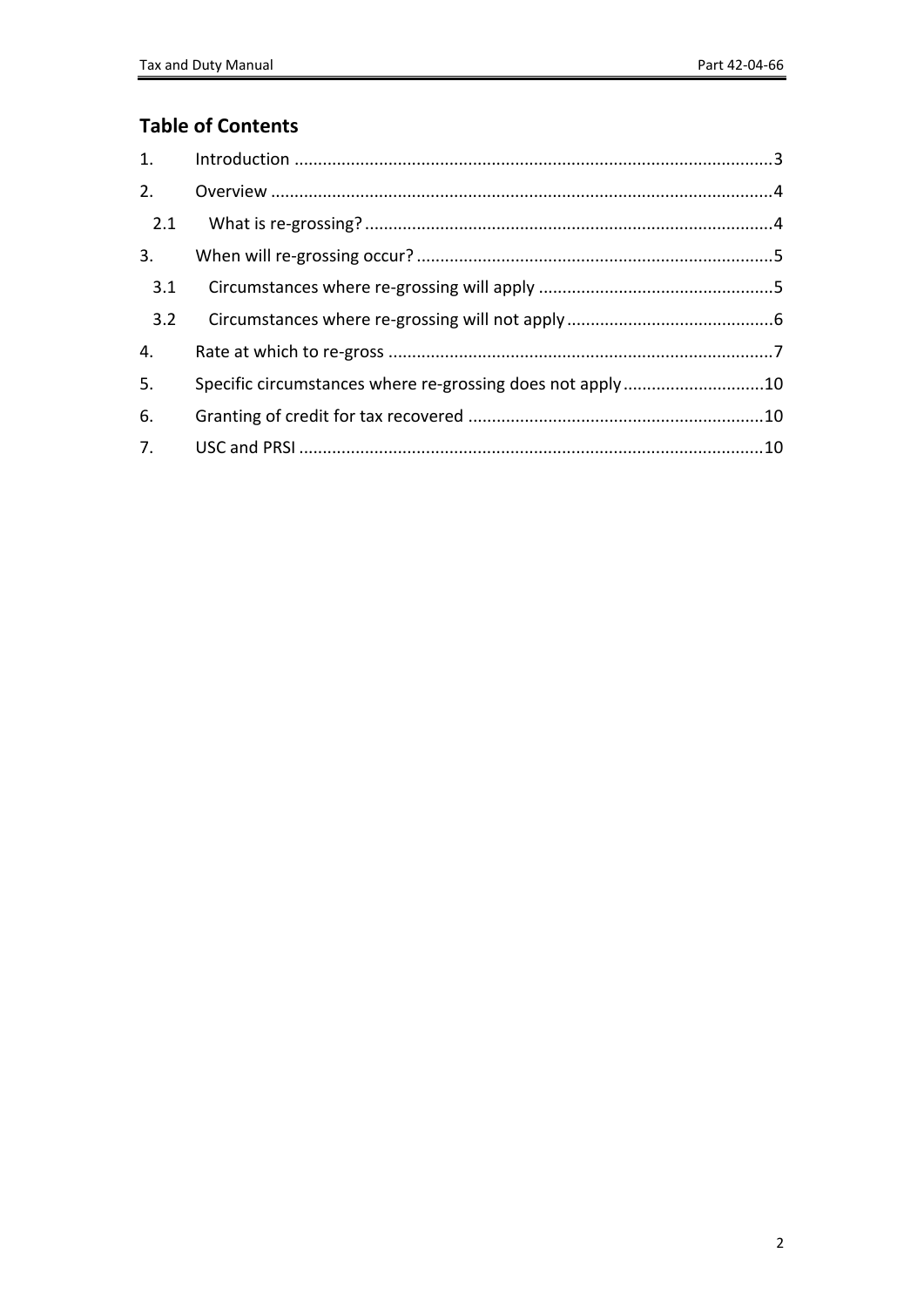## Table of Contents

1. Introduction ....................................................................................................3
2. Overview ..........................................................................................................4
   - 2.1 What is re-grossing? ......................................................................................4
3. When will re-grossing occur? ...........................................................................5
   - 3.1 Circumstances where re-grossing will apply ..................................................5
   - 3.2 Circumstances where re-grossing will not apply ............................................6
4. Rate at which to re-gross .................................................................................7
5. Specific circumstances where re-grossing does not apply ..............................10
6. Granting of credit for tax recovered ..............................................................10
7. USC and PRSI ..................................................................................................10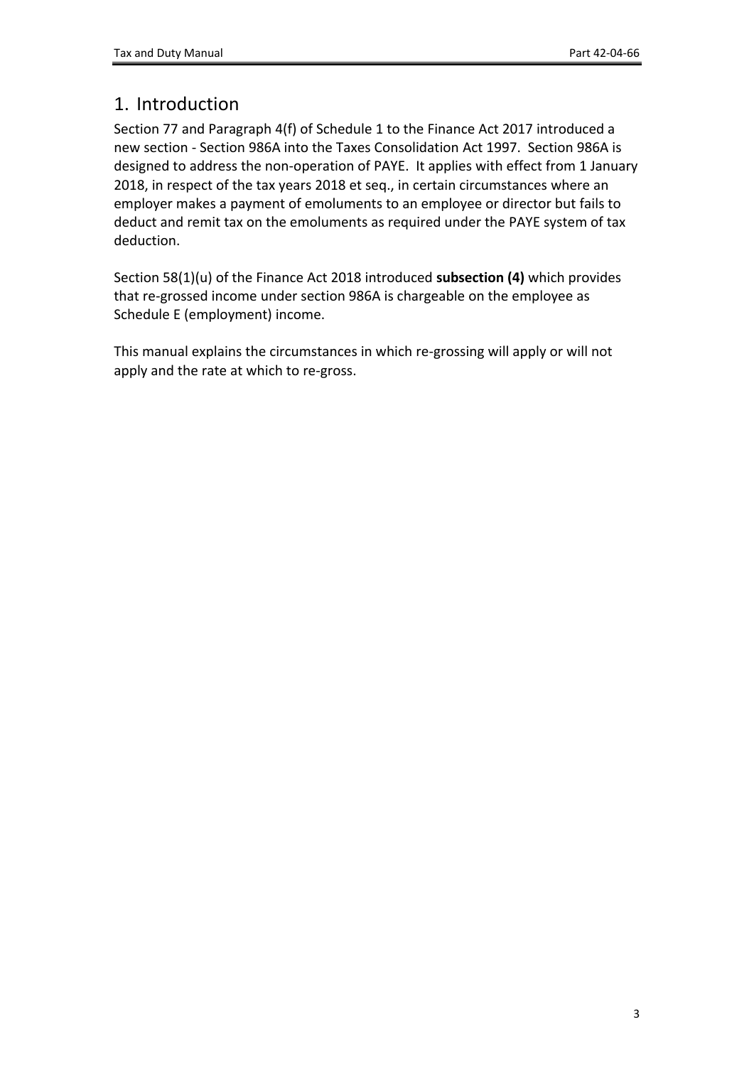# 1. Introduction

Section 77 and Paragraph 4(f) of Schedule 1 to the Finance Act 2017 introduced a new section - Section 986A into the Taxes Consolidation Act 1997. Section 986A is designed to address the non-operation of PAYE. It applies with effect from 1 January 2018, in respect of the tax years 2018 et seq., in certain circumstances where an employer makes a payment of emoluments to an employee or director but fails to deduct and remit tax on the emoluments as required under the PAYE system of tax deduction.

Section 58(1)(u) of the Finance Act 2018 introduced **subsection (4)** which provides that re-grossed income under section 986A is chargeable on the employee as Schedule E (employment) income.

This manual explains the circumstances in which re-grossing will apply or will not apply and the rate at which to re-gross.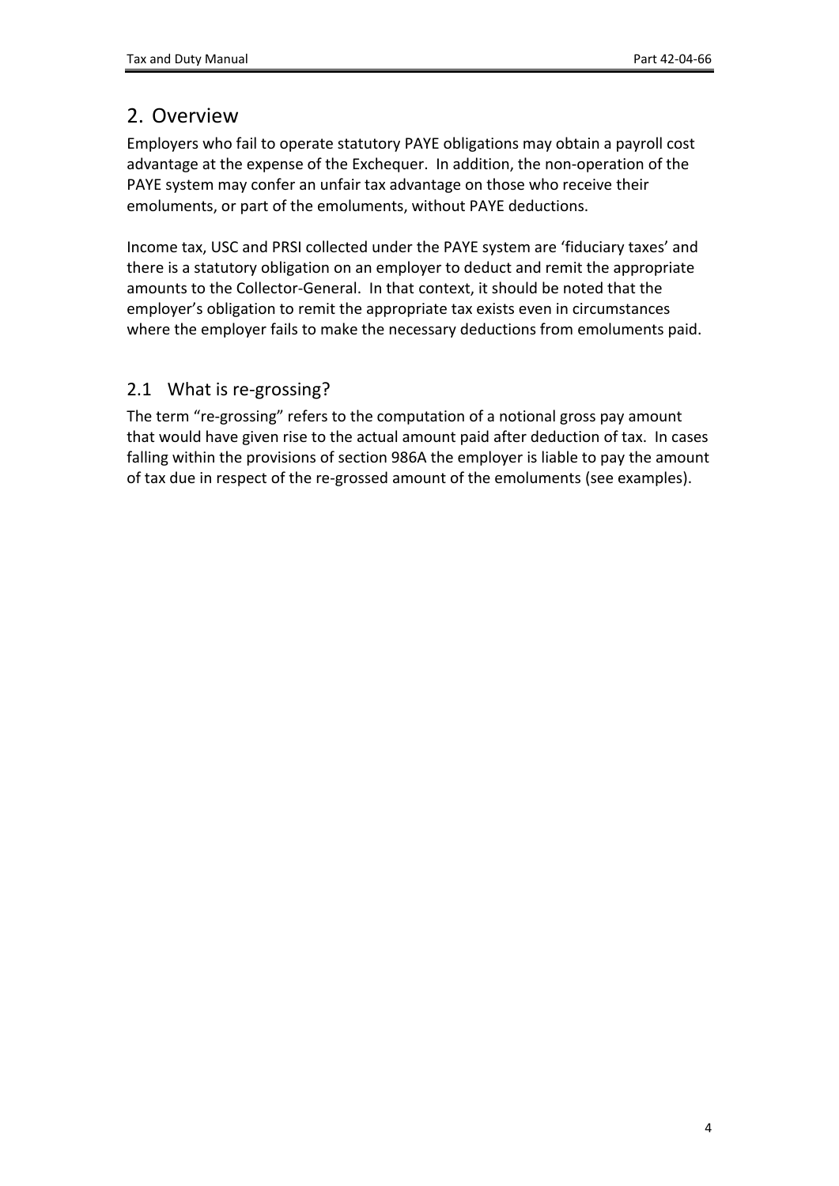# 2. Overview

Employers who fail to operate statutory PAYE obligations may obtain a payroll cost advantage at the expense of the Exchequer. In addition, the non-operation of the PAYE system may confer an unfair tax advantage on those who receive their emoluments, or part of the emoluments, without PAYE deductions.

Income tax, USC and PRSI collected under the PAYE system are 'fiduciary taxes' and there is a statutory obligation on an employer to deduct and remit the appropriate amounts to the Collector-General. In that context, it should be noted that the employer's obligation to remit the appropriate tax exists even in circumstances where the employer fails to make the necessary deductions from emoluments paid.

## 2.1 What is re-grossing?

The term "re-grossing" refers to the computation of a notional gross pay amount that would have given rise to the actual amount paid after deduction of tax. In cases falling within the provisions of section 986A the employer is liable to pay the amount of tax due in respect of the re-grossed amount of the emoluments (see examples).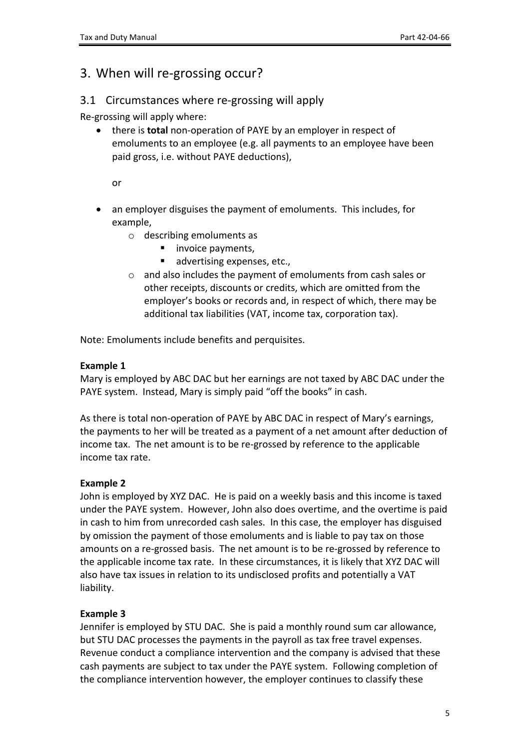# 3. When will re-grossing occur?

## 3.1 Circumstances where re-grossing will apply

Re-grossing will apply where:

- there is **total** non-operation of PAYE by an employer in respect of emoluments to an employee (e.g. all payments to an employee have been paid gross, i.e. without PAYE deductions),

  or

- an employer disguises the payment of emoluments. This includes, for example,
  - describing emoluments as
    - invoice payments,
    - advertising expenses, etc.,
  - and also includes the payment of emoluments from cash sales or other receipts, discounts or credits, which are omitted from the employer's books or records and, in respect of which, there may be additional tax liabilities (VAT, income tax, corporation tax).

Note: Emoluments include benefits and perquisites.

**Example 1**

Mary is employed by ABC DAC but her earnings are not taxed by ABC DAC under the PAYE system. Instead, Mary is simply paid "off the books" in cash.

As there is total non-operation of PAYE by ABC DAC in respect of Mary's earnings, the payments to her will be treated as a payment of a net amount after deduction of income tax. The net amount is to be re-grossed by reference to the applicable income tax rate.

**Example 2**

John is employed by XYZ DAC. He is paid on a weekly basis and this income is taxed under the PAYE system. However, John also does overtime, and the overtime is paid in cash to him from unrecorded cash sales. In this case, the employer has disguised by omission the payment of those emoluments and is liable to pay tax on those amounts on a re-grossed basis. The net amount is to be re-grossed by reference to the applicable income tax rate. In these circumstances, it is likely that XYZ DAC will also have tax issues in relation to its undisclosed profits and potentially a VAT liability.

**Example 3**

Jennifer is employed by STU DAC. She is paid a monthly round sum car allowance, but STU DAC processes the payments in the payroll as tax free travel expenses. Revenue conduct a compliance intervention and the company is advised that these cash payments are subject to tax under the PAYE system. Following completion of the compliance intervention however, the employer continues to classify these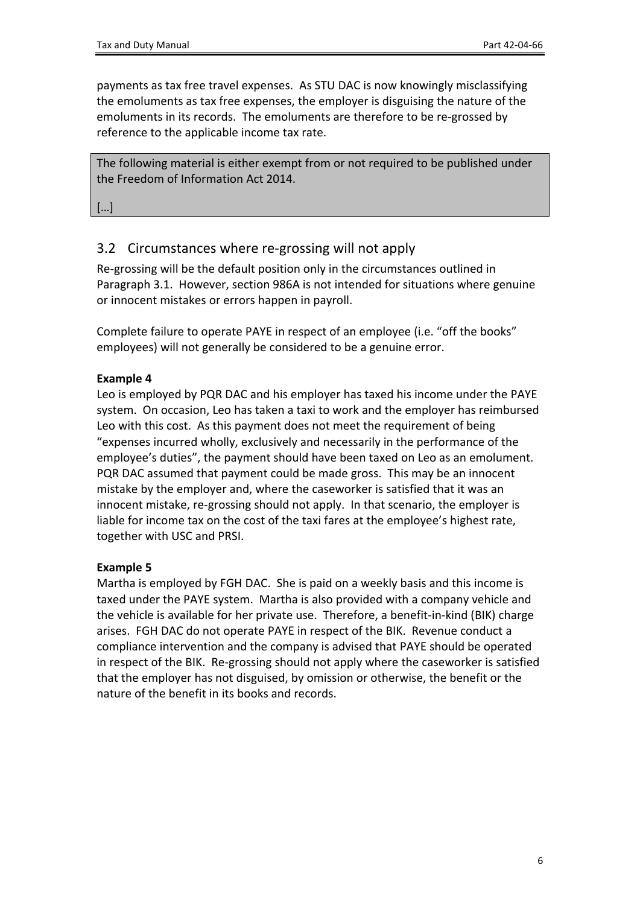payments as tax free travel expenses. As STU DAC is now knowingly misclassifying the emoluments as tax free expenses, the employer is disguising the nature of the emoluments in its records. The emoluments are therefore to be re-grossed by reference to the applicable income tax rate.

> The following material is either exempt from or not required to be published under the Freedom of Information Act 2014.
>
> […]

## 3.2 Circumstances where re-grossing will not apply

Re-grossing will be the default position only in the circumstances outlined in Paragraph 3.1. However, section 986A is not intended for situations where genuine or innocent mistakes or errors happen in payroll.

Complete failure to operate PAYE in respect of an employee (i.e. "off the books" employees) will not generally be considered to be a genuine error.

**Example 4**

Leo is employed by PQR DAC and his employer has taxed his income under the PAYE system. On occasion, Leo has taken a taxi to work and the employer has reimbursed Leo with this cost. As this payment does not meet the requirement of being "expenses incurred wholly, exclusively and necessarily in the performance of the employee's duties", the payment should have been taxed on Leo as an emolument. PQR DAC assumed that payment could be made gross. This may be an innocent mistake by the employer and, where the caseworker is satisfied that it was an innocent mistake, re-grossing should not apply. In that scenario, the employer is liable for income tax on the cost of the taxi fares at the employee's highest rate, together with USC and PRSI.

**Example 5**

Martha is employed by FGH DAC. She is paid on a weekly basis and this income is taxed under the PAYE system. Martha is also provided with a company vehicle and the vehicle is available for her private use. Therefore, a benefit-in-kind (BIK) charge arises. FGH DAC do not operate PAYE in respect of the BIK. Revenue conduct a compliance intervention and the company is advised that PAYE should be operated in respect of the BIK. Re-grossing should not apply where the caseworker is satisfied that the employer has not disguised, by omission or otherwise, the benefit or the nature of the benefit in its books and records.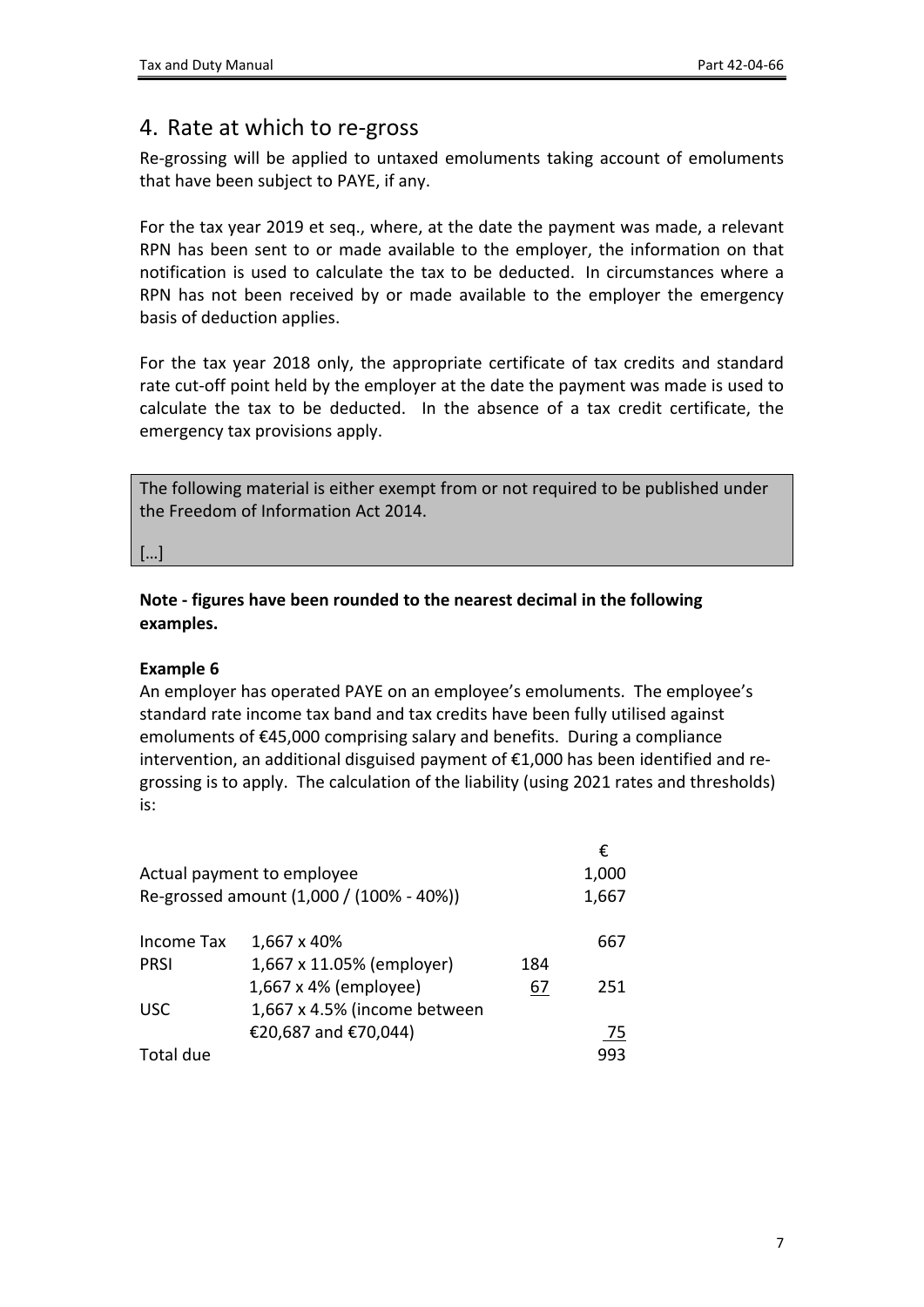## 4. Rate at which to re-gross

Re-grossing will be applied to untaxed emoluments taking account of emoluments that have been subject to PAYE, if any.

For the tax year 2019 et seq., where, at the date the payment was made, a relevant RPN has been sent to or made available to the employer, the information on that notification is used to calculate the tax to be deducted. In circumstances where a RPN has not been received by or made available to the employer the emergency basis of deduction applies.

For the tax year 2018 only, the appropriate certificate of tax credits and standard rate cut-off point held by the employer at the date the payment was made is used to calculate the tax to be deducted. In the absence of a tax credit certificate, the emergency tax provisions apply.

> The following material is either exempt from or not required to be published under the Freedom of Information Act 2014.
>
> […]

**Note - figures have been rounded to the nearest decimal in the following examples.**

**Example 6**

An employer has operated PAYE on an employee's emoluments. The employee's standard rate income tax band and tax credits have been fully utilised against emoluments of €45,000 comprising salary and benefits. During a compliance intervention, an additional disguised payment of €1,000 has been identified and re-grossing is to apply. The calculation of the liability (using 2021 rates and thresholds) is:

| | | | € |
|---|---|---|---|
| Actual payment to employee | | | 1,000 |
| Re-grossed amount (1,000 / (100% - 40%)) | | | 1,667 |
| | | | |
| Income Tax | 1,667 x 40% | | 667 |
| PRSI | 1,667 x 11.05% (employer) | 184 | |
| | 1,667 x 4% (employee) | 67 | 251 |
| USC | 1,667 x 4.5% (income between €20,687 and €70,044) | | 75 |
| Total due | | | 993 |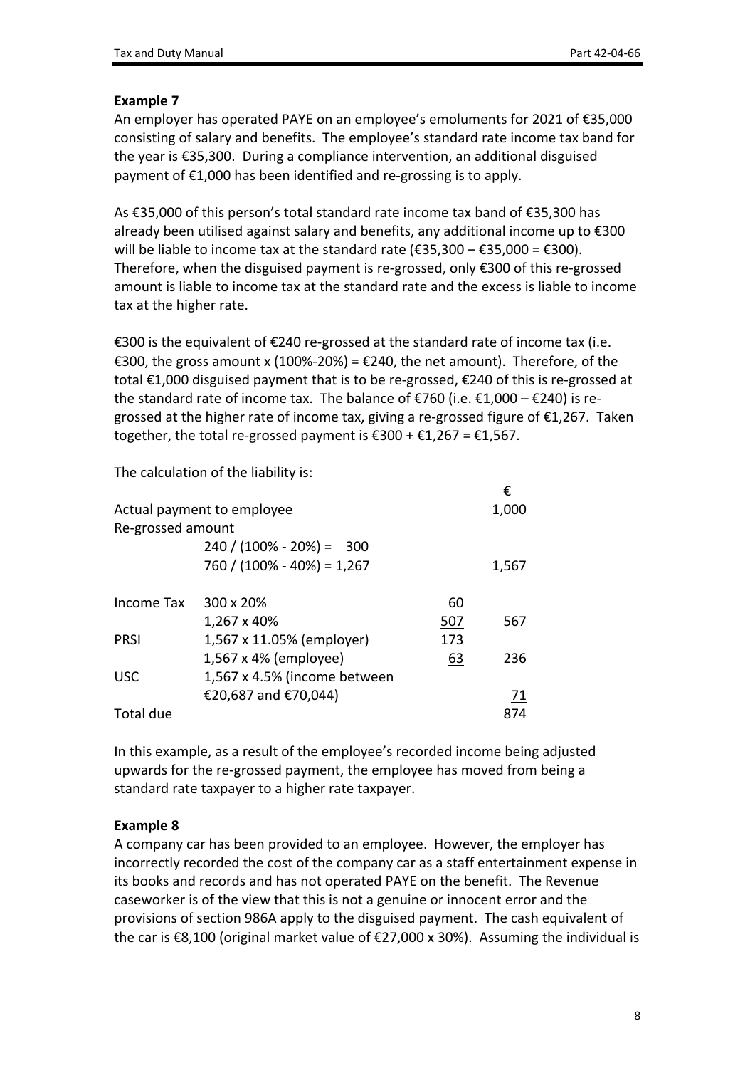**Example 7**

An employer has operated PAYE on an employee's emoluments for 2021 of €35,000 consisting of salary and benefits. The employee's standard rate income tax band for the year is €35,300. During a compliance intervention, an additional disguised payment of €1,000 has been identified and re-grossing is to apply.

As €35,000 of this person's total standard rate income tax band of €35,300 has already been utilised against salary and benefits, any additional income up to €300 will be liable to income tax at the standard rate (€35,300 – €35,000 = €300). Therefore, when the disguised payment is re-grossed, only €300 of this re-grossed amount is liable to income tax at the standard rate and the excess is liable to income tax at the higher rate.

€300 is the equivalent of €240 re-grossed at the standard rate of income tax (i.e. €300, the gross amount x (100%-20%) = €240, the net amount). Therefore, of the total €1,000 disguised payment that is to be re-grossed, €240 of this is re-grossed at the standard rate of income tax. The balance of €760 (i.e. €1,000 – €240) is re-grossed at the higher rate of income tax, giving a re-grossed figure of €1,267. Taken together, the total re-grossed payment is €300 + €1,267 = €1,567.

The calculation of the liability is:

| | | | € |
|---|---|---|---|
| Actual payment to employee | | | 1,000 |
| Re-grossed amount | | | |
| | 240 / (100% - 20%) = 300 | | |
| | 760 / (100% - 40%) = 1,267 | | 1,567 |
| | | | |
| Income Tax | 300 x 20% | 60 | |
| | 1,267 x 40% | 507 | 567 |
| PRSI | 1,567 x 11.05% (employer) | 173 | |
| | 1,567 x 4% (employee) | 63 | 236 |
| USC | 1,567 x 4.5% (income between €20,687 and €70,044) | | 71 |
| Total due | | | 874 |

In this example, as a result of the employee's recorded income being adjusted upwards for the re-grossed payment, the employee has moved from being a standard rate taxpayer to a higher rate taxpayer.

**Example 8**

A company car has been provided to an employee. However, the employer has incorrectly recorded the cost of the company car as a staff entertainment expense in its books and records and has not operated PAYE on the benefit. The Revenue caseworker is of the view that this is not a genuine or innocent error and the provisions of section 986A apply to the disguised payment. The cash equivalent of the car is €8,100 (original market value of €27,000 x 30%). Assuming the individual is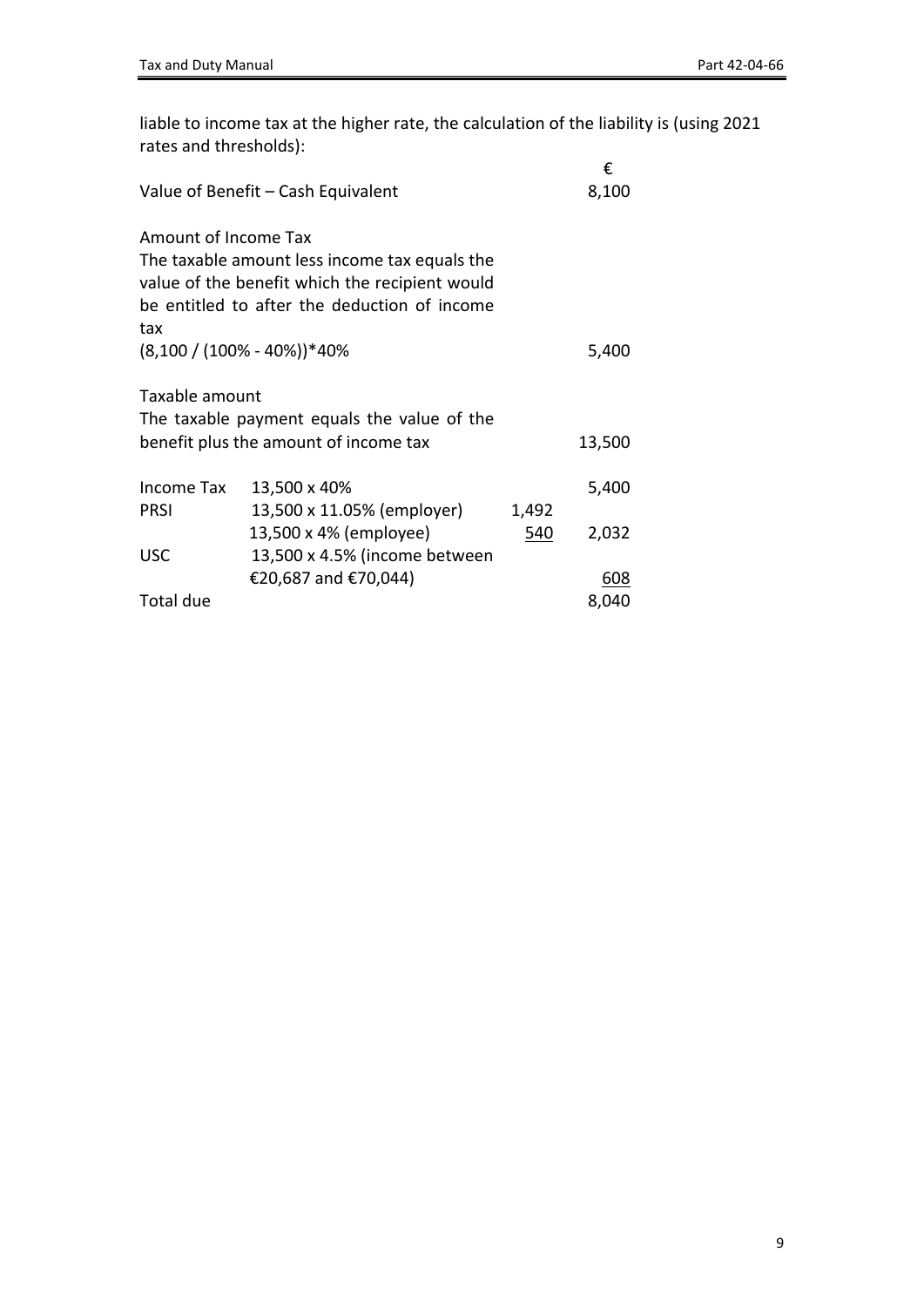liable to income tax at the higher rate, the calculation of the liability is (using 2021 rates and thresholds):

| | | | € |
|---|---|---|---|
| Value of Benefit – Cash Equivalent | | | 8,100 |
| | | | |
| Amount of Income Tax<br>The taxable amount less income tax equals the value of the benefit which the recipient would be entitled to after the deduction of income tax<br>(8,100 / (100% - 40%))*40% | | | 5,400 |
| | | | |
| Taxable amount<br>The taxable payment equals the value of the benefit plus the amount of income tax | | | 13,500 |
| | | | |
| Income Tax | 13,500 x 40% | | 5,400 |
| PRSI | 13,500 x 11.05% (employer) | 1,492 | |
| | 13,500 x 4% (employee) | 540 | 2,032 |
| USC | 13,500 x 4.5% (income between €20,687 and €70,044) | | 608 |
| Total due | | | 8,040 |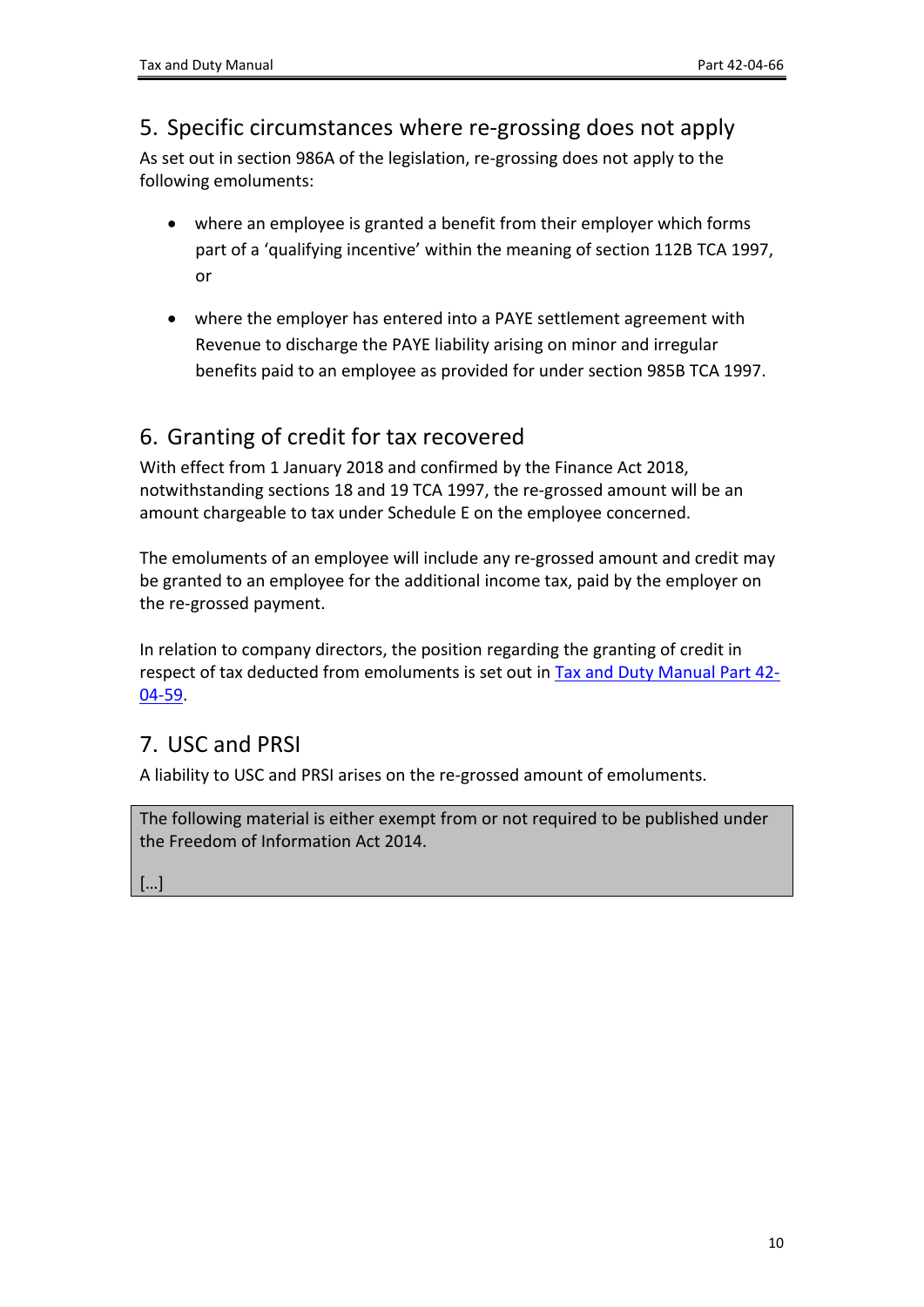## 5. Specific circumstances where re-grossing does not apply

As set out in section 986A of the legislation, re-grossing does not apply to the following emoluments:

- where an employee is granted a benefit from their employer which forms part of a 'qualifying incentive' within the meaning of section 112B TCA 1997, or
- where the employer has entered into a PAYE settlement agreement with Revenue to discharge the PAYE liability arising on minor and irregular benefits paid to an employee as provided for under section 985B TCA 1997.

## 6. Granting of credit for tax recovered

With effect from 1 January 2018 and confirmed by the Finance Act 2018, notwithstanding sections 18 and 19 TCA 1997, the re-grossed amount will be an amount chargeable to tax under Schedule E on the employee concerned.

The emoluments of an employee will include any re-grossed amount and credit may be granted to an employee for the additional income tax, paid by the employer on the re-grossed payment.

In relation to company directors, the position regarding the granting of credit in respect of tax deducted from emoluments is set out in Tax and Duty Manual Part 42-04-59.

## 7. USC and PRSI

A liability to USC and PRSI arises on the re-grossed amount of emoluments.

The following material is either exempt from or not required to be published under the Freedom of Information Act 2014.

[…]